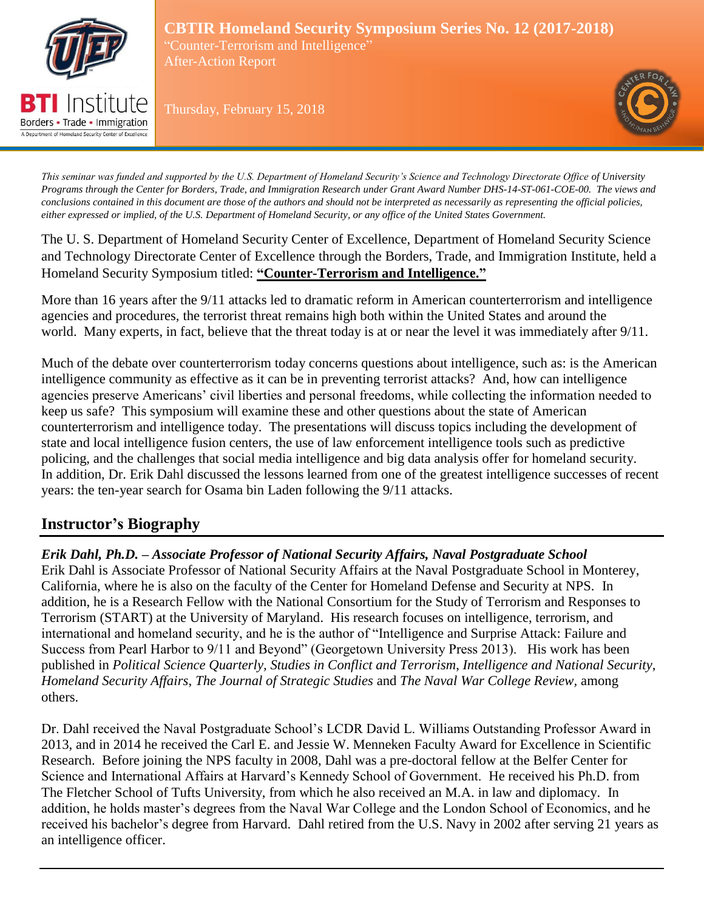# CBTIR Homeland Security Symposium Series No. 12 (2017-2018)

"Counter-Terrorism and Intelligence"

After-Action Report

Thursday, February 15, 2018

*This seminar was funded and supported by the U.S. Department of Homeland Security's Science and Technology Directorate Office of University Programs through the Center for Borders, Trade, and Immigration Research under Grant Award Number DHS-14-ST-061-COE-00. The views and conclusions contained in this document are those of the authors and should not be interpreted as necessarily as representing the official policies, either expressed or implied, of the U.S. Department of Homeland Security, or any office of the United States Government.*

The U. S. Department of Homeland Security Center of Excellence, Department of Homeland Security Science and Technology Directorate Center of Excellence through the Borders, Trade, and Immigration Institute, held a Homeland Security Symposium titled: **"Counter-Terrorism and Intelligence."**

More than 16 years after the 9/11 attacks led to dramatic reform in American counterterrorism and intelligence agencies and procedures, the terrorist threat remains high both within the United States and around the world. Many experts, in fact, believe that the threat today is at or near the level it was immediately after 9/11.

Much of the debate over counterterrorism today concerns questions about intelligence, such as: is the American intelligence community as effective as it can be in preventing terrorist attacks? And, how can intelligence agencies preserve Americans' civil liberties and personal freedoms, while collecting the information needed to keep us safe? This symposium will examine these and other questions about the state of American counterterrorism and intelligence today. The presentations will discuss topics including the development of state and local intelligence fusion centers, the use of law enforcement intelligence tools such as predictive policing, and the challenges that social media intelligence and big data analysis offer for homeland security. In addition, Dr. Erik Dahl discussed the lessons learned from one of the greatest intelligence successes of recent years: the ten-year search for Osama bin Laden following the 9/11 attacks.

## Instructor's Biography

***Erik Dahl, Ph.D. – Associate Professor of National Security Affairs, Naval Postgraduate School***

Erik Dahl is Associate Professor of National Security Affairs at the Naval Postgraduate School in Monterey, California, where he is also on the faculty of the Center for Homeland Defense and Security at NPS. In addition, he is a Research Fellow with the National Consortium for the Study of Terrorism and Responses to Terrorism (START) at the University of Maryland. His research focuses on intelligence, terrorism, and international and homeland security, and he is the author of "Intelligence and Surprise Attack: Failure and Success from Pearl Harbor to 9/11 and Beyond" (Georgetown University Press 2013). His work has been published in *Political Science Quarterly*, *Studies in Conflict and Terrorism*, *Intelligence and National Security*, *Homeland Security Affairs*, *The Journal of Strategic Studies* and *The Naval War College Review*, among others.

Dr. Dahl received the Naval Postgraduate School's LCDR David L. Williams Outstanding Professor Award in 2013, and in 2014 he received the Carl E. and Jessie W. Menneken Faculty Award for Excellence in Scientific Research. Before joining the NPS faculty in 2008, Dahl was a pre-doctoral fellow at the Belfer Center for Science and International Affairs at Harvard's Kennedy School of Government. He received his Ph.D. from The Fletcher School of Tufts University, from which he also received an M.A. in law and diplomacy. In addition, he holds master's degrees from the Naval War College and the London School of Economics, and he received his bachelor's degree from Harvard. Dahl retired from the U.S. Navy in 2002 after serving 21 years as an intelligence officer.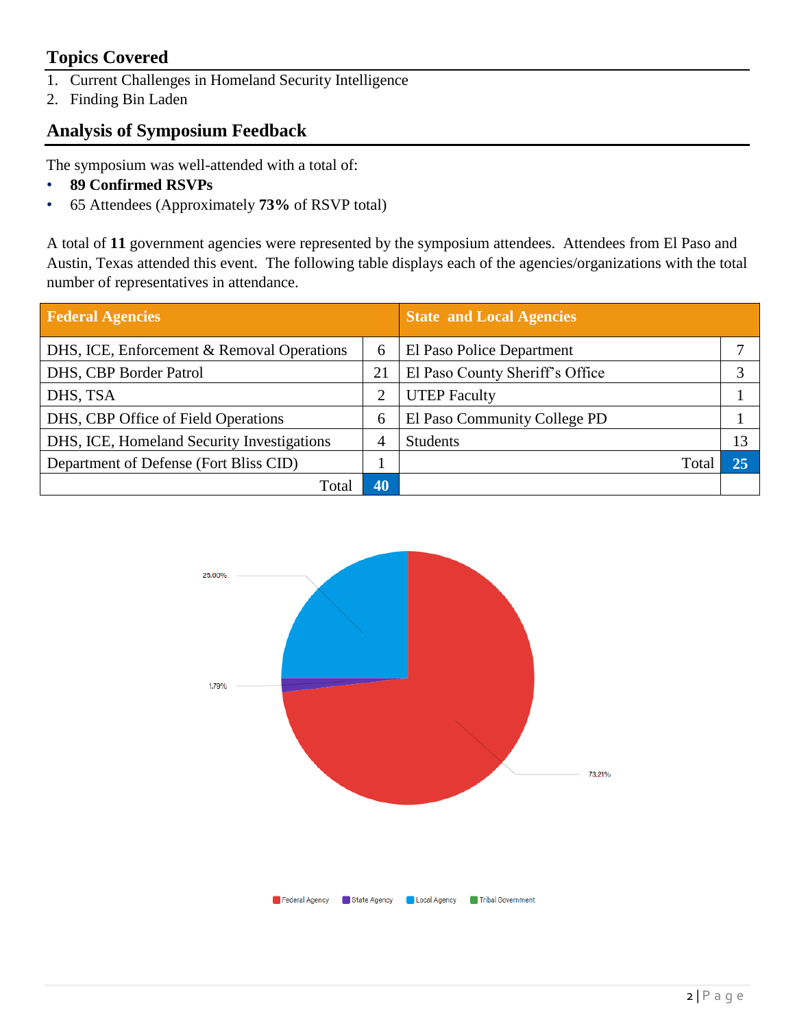## Topics Covered

1. Current Challenges in Homeland Security Intelligence
2. Finding Bin Laden

## Analysis of Symposium Feedback

The symposium was well-attended with a total of:

- **89 Confirmed RSVPs**
- 65 Attendees (Approximately **73%** of RSVP total)

A total of **11** government agencies were represented by the symposium attendees. Attendees from El Paso and Austin, Texas attended this event. The following table displays each of the agencies/organizations with the total number of representatives in attendance.

| Federal Agencies | | State and Local Agencies | |
|---|---|---|---|
| DHS, ICE, Enforcement & Removal Operations | 6 | El Paso Police Department | 7 |
| DHS, CBP Border Patrol | 21 | El Paso County Sheriff's Office | 3 |
| DHS, TSA | 2 | UTEP Faculty | 1 |
| DHS, CBP Office of Field Operations | 6 | El Paso Community College PD | 1 |
| DHS, ICE, Homeland Security Investigations | 4 | Students | 13 |
| Department of Defense (Fort Bliss CID) | 1 | Total | **25** |
| Total | **40** | | |

25.00%

1.79%

73.21%

Federal Agency | State Agency | Local Agency | Tribal Government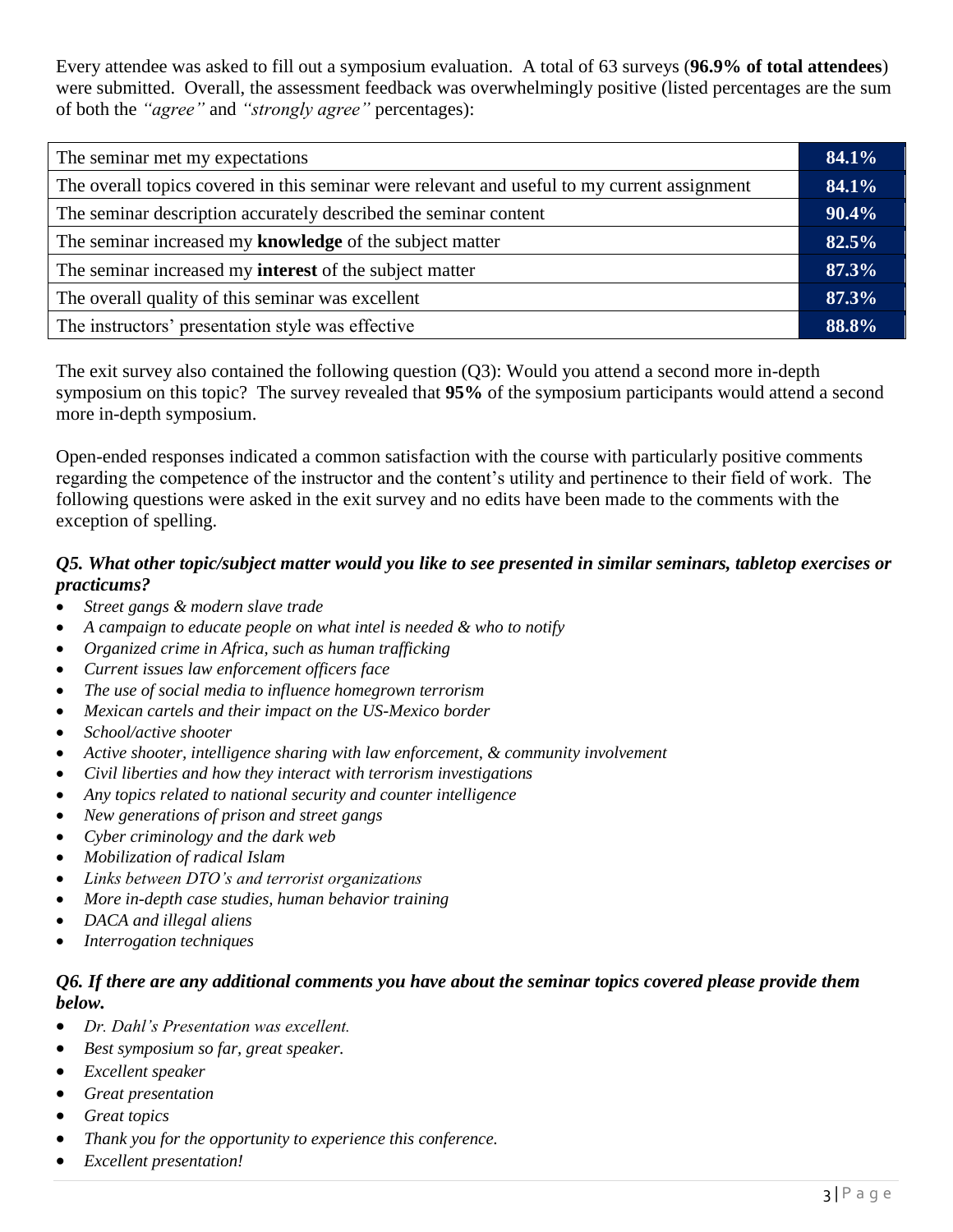Every attendee was asked to fill out a symposium evaluation. A total of 63 surveys (**96.9% of total attendees**) were submitted. Overall, the assessment feedback was overwhelmingly positive (listed percentages are the sum of both the *"agree"* and *"strongly agree"* percentages):

| | |
|---|---|
| The seminar met my expectations | **84.1%** |
| The overall topics covered in this seminar were relevant and useful to my current assignment | **84.1%** |
| The seminar description accurately described the seminar content | **90.4%** |
| The seminar increased my **knowledge** of the subject matter | **82.5%** |
| The seminar increased my **interest** of the subject matter | **87.3%** |
| The overall quality of this seminar was excellent | **87.3%** |
| The instructors' presentation style was effective | **88.8%** |

The exit survey also contained the following question (Q3): Would you attend a second more in-depth symposium on this topic? The survey revealed that **95%** of the symposium participants would attend a second more in-depth symposium.

Open-ended responses indicated a common satisfaction with the course with particularly positive comments regarding the competence of the instructor and the content's utility and pertinence to their field of work. The following questions were asked in the exit survey and no edits have been made to the comments with the exception of spelling.

### *Q5. What other topic/subject matter would you like to see presented in similar seminars, tabletop exercises or practicums?*

- *Street gangs & modern slave trade*
- *A campaign to educate people on what intel is needed & who to notify*
- *Organized crime in Africa, such as human trafficking*
- *Current issues law enforcement officers face*
- *The use of social media to influence homegrown terrorism*
- *Mexican cartels and their impact on the US-Mexico border*
- *School/active shooter*
- *Active shooter, intelligence sharing with law enforcement, & community involvement*
- *Civil liberties and how they interact with terrorism investigations*
- *Any topics related to national security and counter intelligence*
- *New generations of prison and street gangs*
- *Cyber criminology and the dark web*
- *Mobilization of radical Islam*
- *Links between DTO's and terrorist organizations*
- *More in-depth case studies, human behavior training*
- *DACA and illegal aliens*
- *Interrogation techniques*

### *Q6. If there are any additional comments you have about the seminar topics covered please provide them below.*

- *Dr. Dahl's Presentation was excellent.*
- *Best symposium so far, great speaker.*
- *Excellent speaker*
- *Great presentation*
- *Great topics*
- *Thank you for the opportunity to experience this conference.*
- *Excellent presentation!*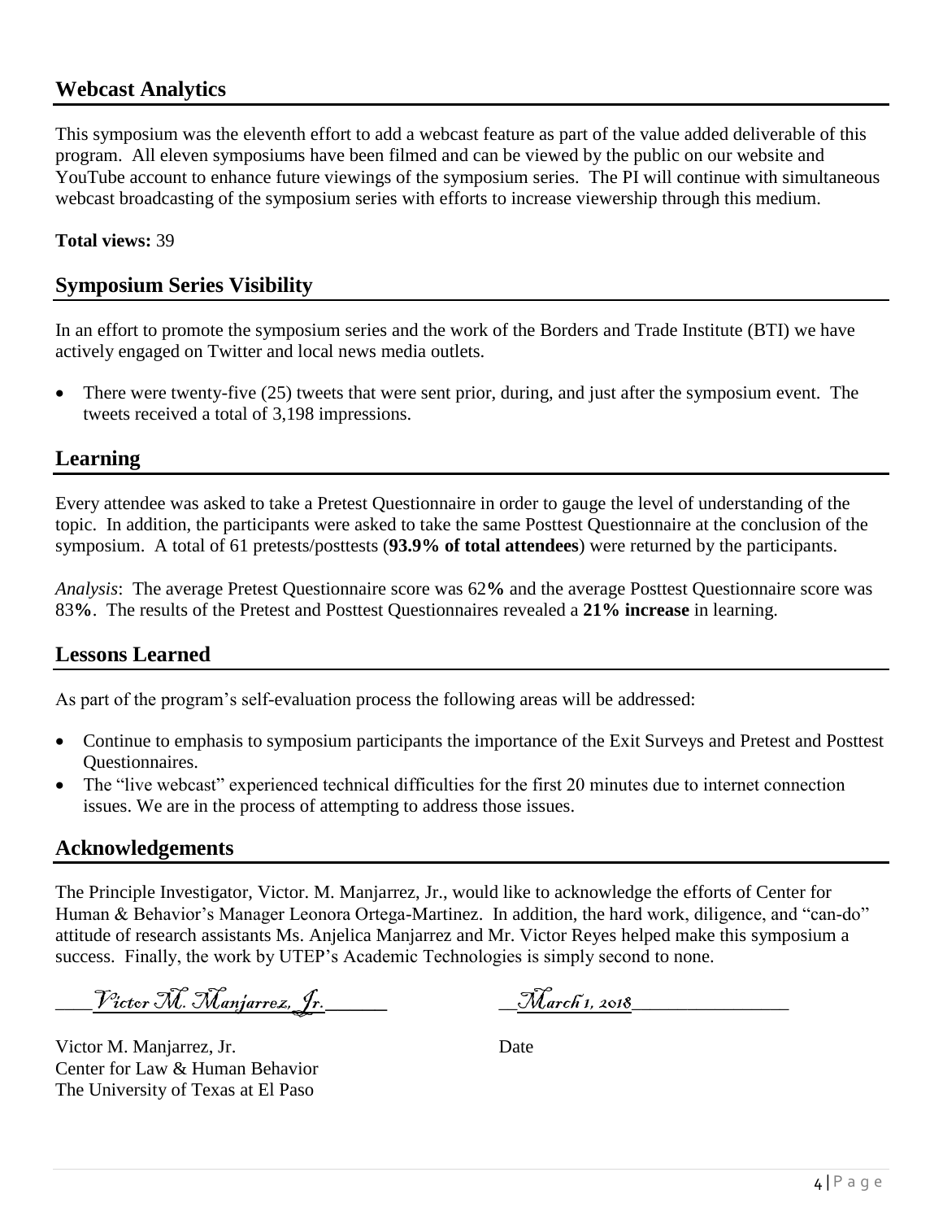## Webcast Analytics

This symposium was the eleventh effort to add a webcast feature as part of the value added deliverable of this program. All eleven symposiums have been filmed and can be viewed by the public on our website and YouTube account to enhance future viewings of the symposium series. The PI will continue with simultaneous webcast broadcasting of the symposium series with efforts to increase viewership through this medium.

**Total views:** 39

## Symposium Series Visibility

In an effort to promote the symposium series and the work of the Borders and Trade Institute (BTI) we have actively engaged on Twitter and local news media outlets.

- There were twenty-five (25) tweets that were sent prior, during, and just after the symposium event. The tweets received a total of 3,198 impressions.

## Learning

Every attendee was asked to take a Pretest Questionnaire in order to gauge the level of understanding of the topic. In addition, the participants were asked to take the same Posttest Questionnaire at the conclusion of the symposium. A total of 61 pretests/posttests (**93.9% of total attendees**) were returned by the participants.

*Analysis*: The average Pretest Questionnaire score was 62**%** and the average Posttest Questionnaire score was 83**%**. The results of the Pretest and Posttest Questionnaires revealed a **21% increase** in learning.

## Lessons Learned

As part of the program's self-evaluation process the following areas will be addressed:

- Continue to emphasis to symposium participants the importance of the Exit Surveys and Pretest and Posttest Questionnaires.
- The "live webcast" experienced technical difficulties for the first 20 minutes due to internet connection issues. We are in the process of attempting to address those issues.

## Acknowledgements

The Principle Investigator, Victor. M. Manjarrez, Jr., would like to acknowledge the efforts of Center for Human & Behavior's Manager Leonora Ortega-Martinez. In addition, the hard work, diligence, and "can-do" attitude of research assistants Ms. Anjelica Manjarrez and Mr. Victor Reyes helped make this symposium a success. Finally, the work by UTEP's Academic Technologies is simply second to none.

____*Victor M. Manjarrez, Jr.*______ __*March 1, 2018*________________

Victor M. Manjarrez, Jr.
Center for Law & Human Behavior
The University of Texas at El Paso

Date